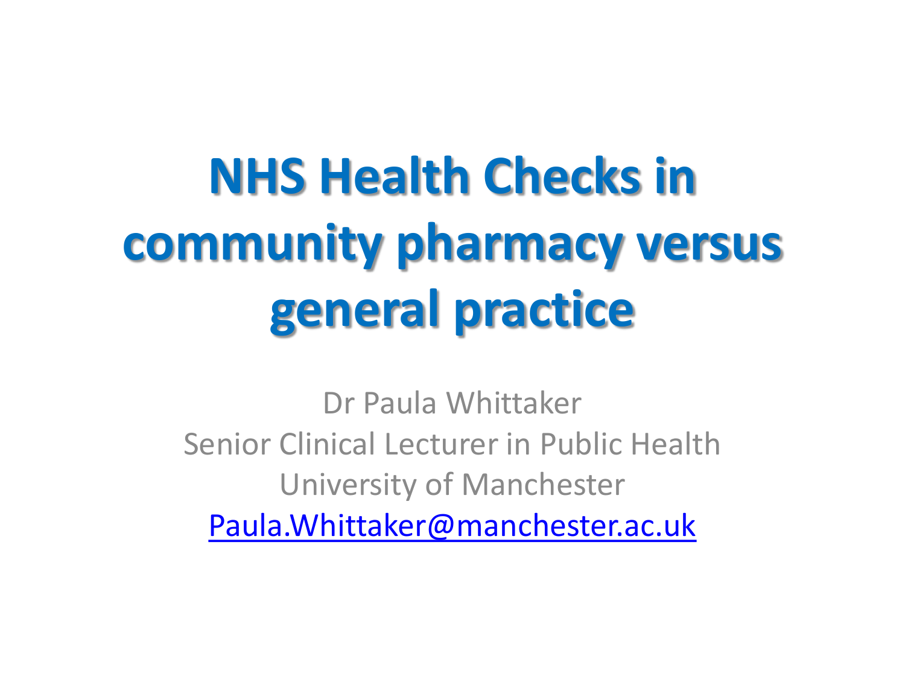# NHS Health Checks in community pharmacy versus general practice

Dr Paula Whittaker

Senior Clinical Lecturer in Public Health

University of Manchester

Paula.Whittaker@manchester.ac.uk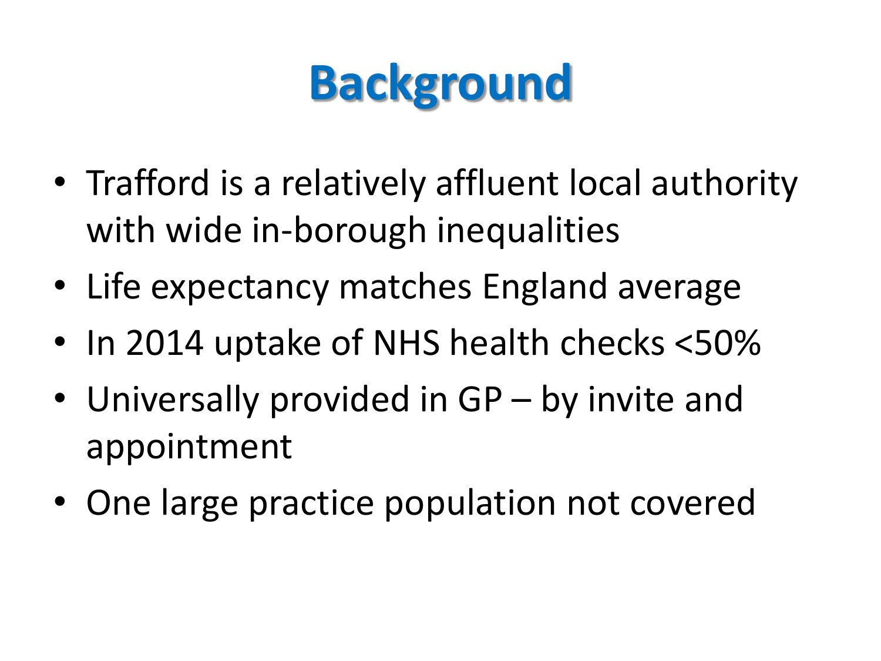# Background

- Trafford is a relatively affluent local authority with wide in-borough inequalities
- Life expectancy matches England average
- In 2014 uptake of NHS health checks <50%
- Universally provided in GP – by invite and appointment
- One large practice population not covered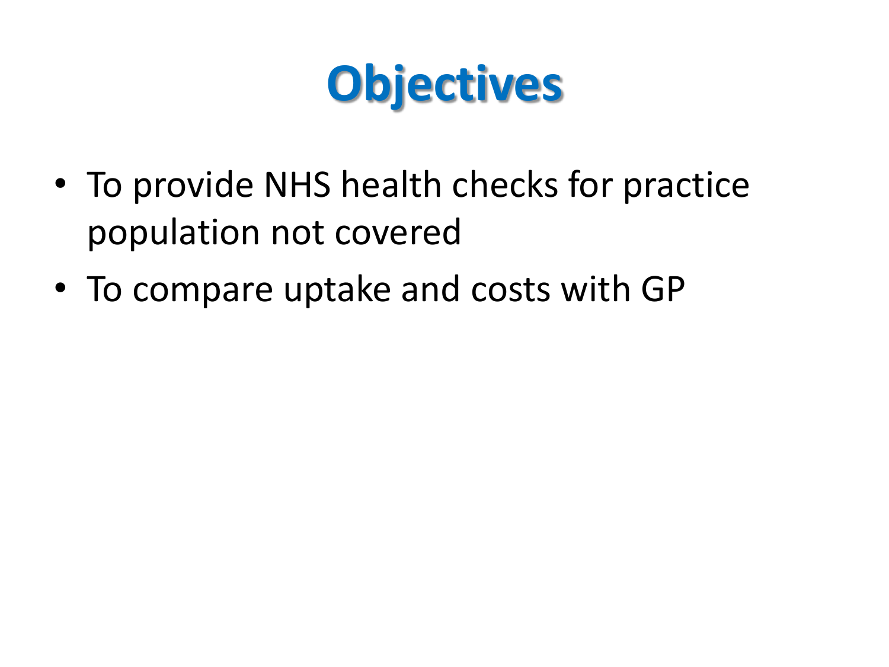# Objectives

- To provide NHS health checks for practice population not covered
- To compare uptake and costs with GP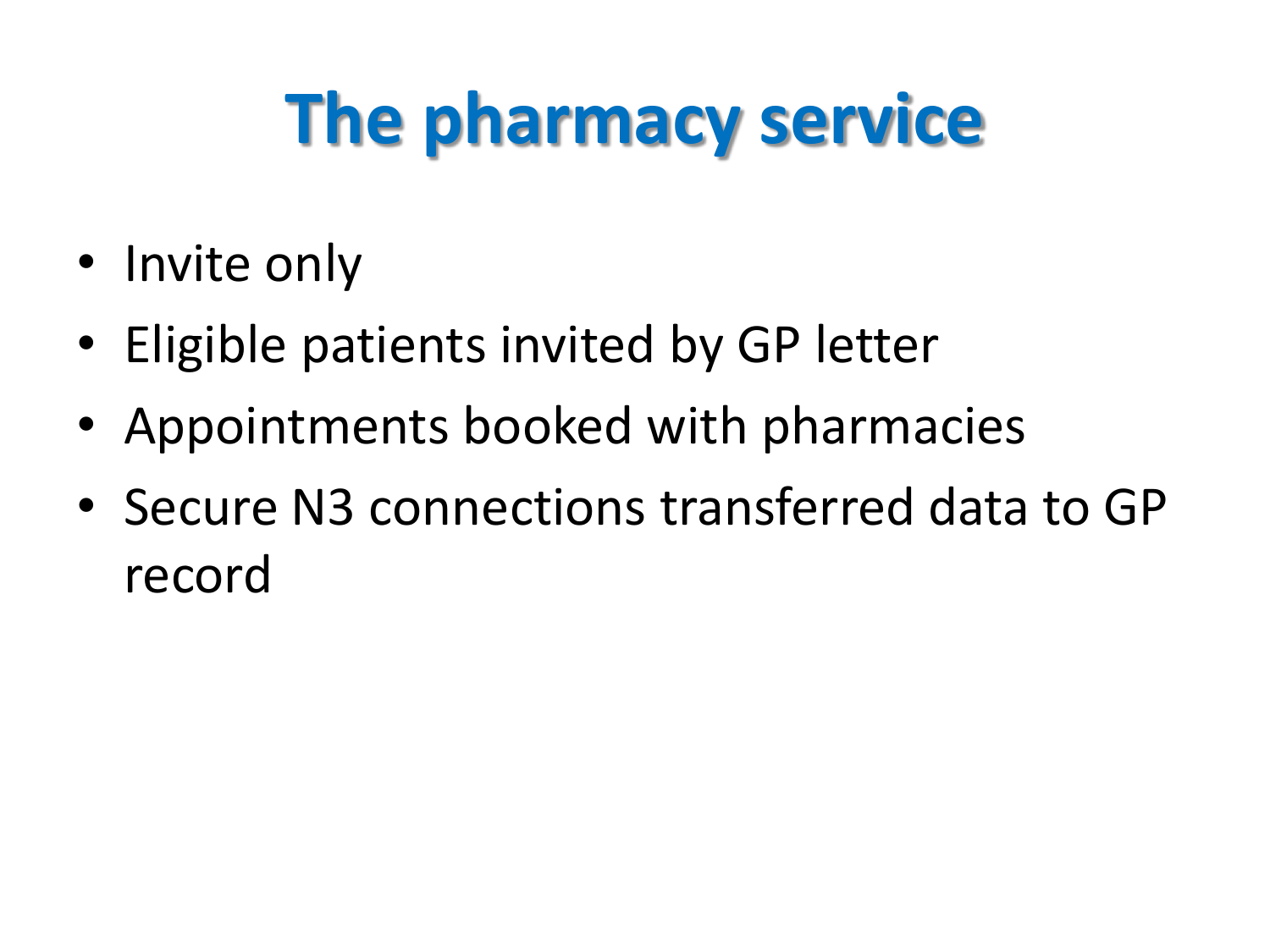# The pharmacy service

- Invite only
- Eligible patients invited by GP letter
- Appointments booked with pharmacies
- Secure N3 connections transferred data to GP record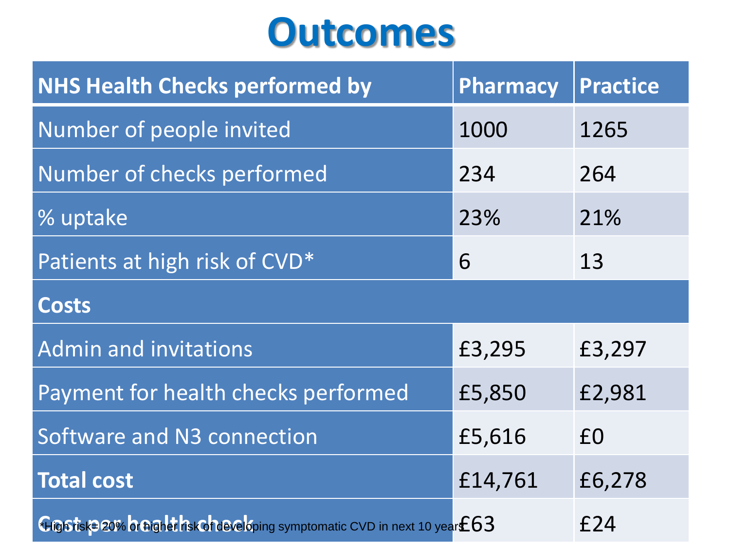# Outcomes

| NHS Health Checks performed by | Pharmacy | Practice |
|---|---|---|
| Number of people invited | 1000 | 1265 |
| Number of checks performed | 234 | 264 |
| % uptake | 23% | 21% |
| Patients at high risk of CVD* | 6 | 13 |
| **Costs** | | |
| Admin and invitations | £3,295 | £3,297 |
| Payment for health checks performed | £5,850 | £2,981 |
| Software and N3 connection | £5,616 | £0 |
| **Total cost** | £14,761 | £6,278 |
| **Cost per health check** | £63 | £24 |

*High risk= 20% or higher risk of developing symptomatic CVD in next 10 years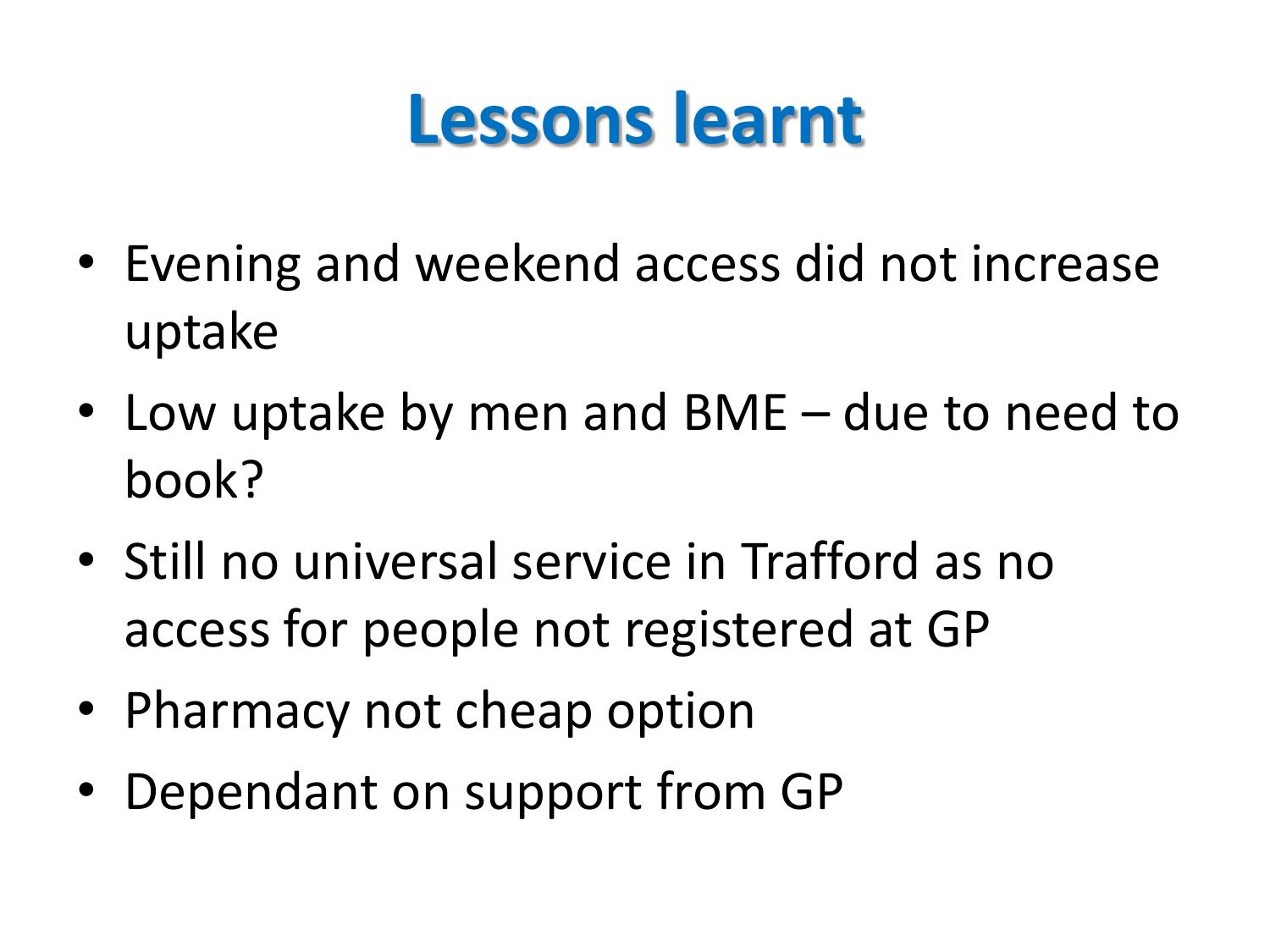# Lessons learnt

- Evening and weekend access did not increase uptake
- Low uptake by men and BME – due to need to book?
- Still no universal service in Trafford as no access for people not registered at GP
- Pharmacy not cheap option
- Dependant on support from GP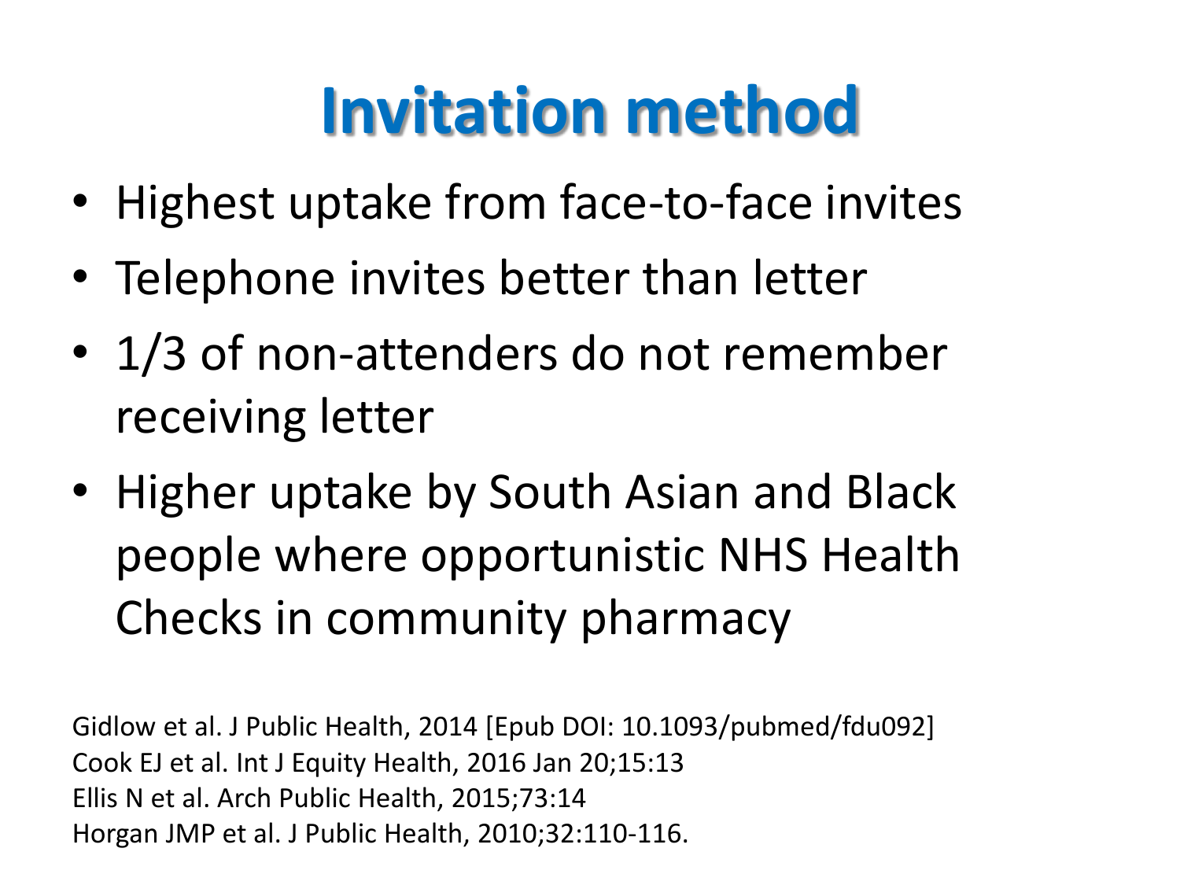# Invitation method

- Highest uptake from face-to-face invites
- Telephone invites better than letter
- 1/3 of non-attenders do not remember receiving letter
- Higher uptake by South Asian and Black people where opportunistic NHS Health Checks in community pharmacy

Gidlow et al. J Public Health, 2014 [Epub DOI: 10.1093/pubmed/fdu092]
Cook EJ et al. Int J Equity Health, 2016 Jan 20;15:13
Ellis N et al. Arch Public Health, 2015;73:14
Horgan JMP et al. J Public Health, 2010;32:110-116.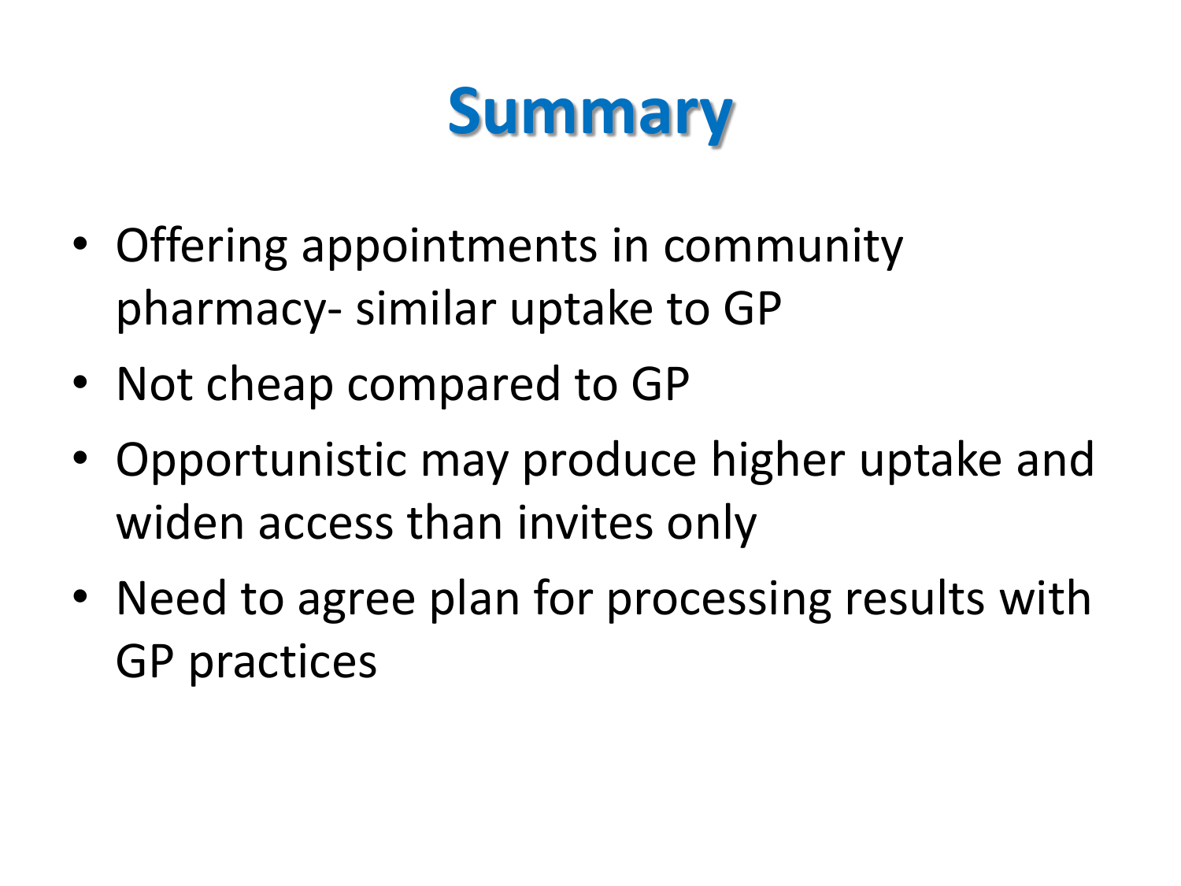# Summary

- Offering appointments in community pharmacy- similar uptake to GP
- Not cheap compared to GP
- Opportunistic may produce higher uptake and widen access than invites only
- Need to agree plan for processing results with GP practices